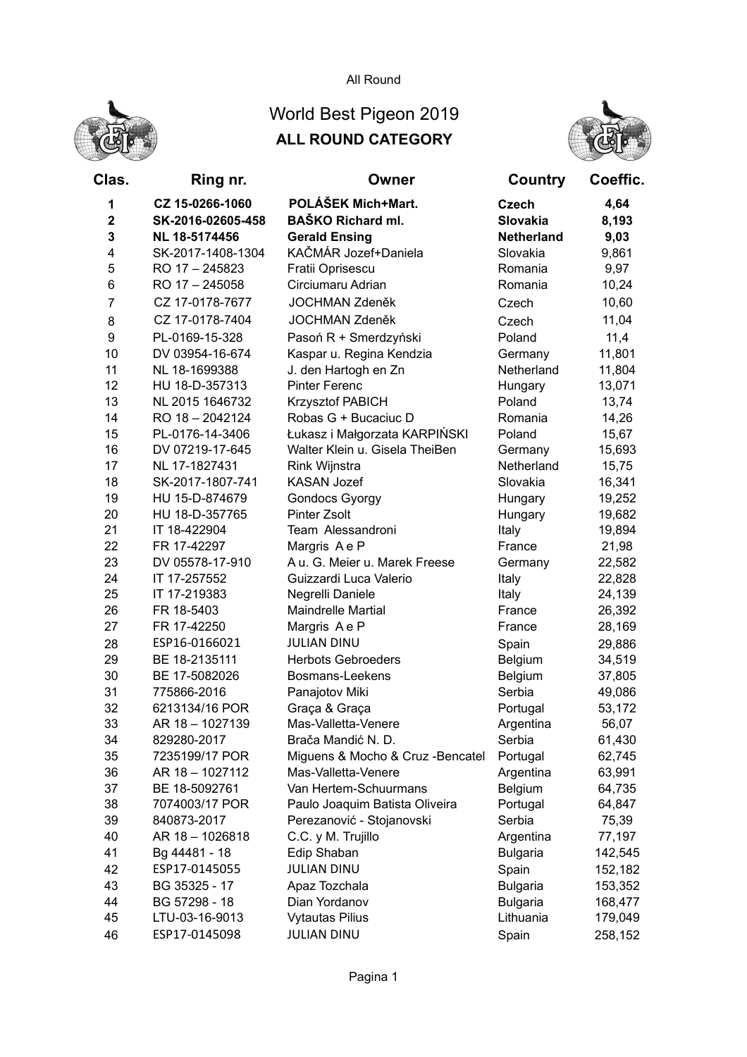All Round

# World Best Pigeon 2019

## ALL ROUND CATEGORY

| Clas. | Ring nr. | Owner | Country | Coeffic. |
|---|---|---|---|---|
| **1** | **CZ 15-0266-1060** | **POLÁŠEK Mich+Mart.** | **Czech** | **4,64** |
| **2** | **SK-2016-02605-458** | **BAŠKO Richard ml.** | **Slovakia** | **8,193** |
| **3** | **NL 18-5174456** | **Gerald Ensing** | **Netherland** | **9,03** |
| 4 | SK-2017-1408-1304 | KAČMÁR Jozef+Daniela | Slovakia | 9,861 |
| 5 | RO 17 – 245823 | Fratii Oprisescu | Romania | 9,97 |
| 6 | RO 17 – 245058 | Circiumaru Adrian | Romania | 10,24 |
| 7 | CZ 17-0178-7677 | JOCHMAN Zdeněk | Czech | 10,60 |
| 8 | CZ 17-0178-7404 | JOCHMAN Zdeněk | Czech | 11,04 |
| 9 | PL-0169-15-328 | Pasoń R + Smerdzyński | Poland | 11,4 |
| 10 | DV 03954-16-674 | Kaspar u. Regina Kendzia | Germany | 11,801 |
| 11 | NL 18-1699388 | J. den Hartogh en Zn | Netherland | 11,804 |
| 12 | HU 18-D-357313 | Pinter Ferenc | Hungary | 13,071 |
| 13 | NL 2015 1646732 | Krzysztof PABICH | Poland | 13,74 |
| 14 | RO 18 – 2042124 | Robas G + Bucaciuc D | Romania | 14,26 |
| 15 | PL-0176-14-3406 | Łukasz i Małgorzata KARPIŃSKI | Poland | 15,67 |
| 16 | DV 07219-17-645 | Walter Klein u. Gisela TheiBen | Germany | 15,693 |
| 17 | NL 17-1827431 | Rink Wijnstra | Netherland | 15,75 |
| 18 | SK-2017-1807-741 | KASAN Jozef | Slovakia | 16,341 |
| 19 | HU 15-D-874679 | Gondocs Gyorgy | Hungary | 19,252 |
| 20 | HU 18-D-357765 | Pinter Zsolt | Hungary | 19,682 |
| 21 | IT 18-422904 | Team Alessandroni | Italy | 19,894 |
| 22 | FR 17-42297 | Margris A e P | France | 21,98 |
| 23 | DV 05578-17-910 | A u. G. Meier u. Marek Freese | Germany | 22,582 |
| 24 | IT 17-257552 | Guizzardi Luca Valerio | Italy | 22,828 |
| 25 | IT 17-219383 | Negrelli Daniele | Italy | 24,139 |
| 26 | FR 18-5403 | Maindrelle Martial | France | 26,392 |
| 27 | FR 17-42250 | Margris A e P | France | 28,169 |
| 28 | ESP16-0166021 | JULIAN DINU | Spain | 29,886 |
| 29 | BE 18-2135111 | Herbots Gebroeders | Belgium | 34,519 |
| 30 | BE 17-5082026 | Bosmans-Leekens | Belgium | 37,805 |
| 31 | 775866-2016 | Panajotov Miki | Serbia | 49,086 |
| 32 | 6213134/16 POR | Graça & Graça | Portugal | 53,172 |
| 33 | AR 18 – 1027139 | Mas-Valletta-Venere | Argentina | 56,07 |
| 34 | 829280-2017 | Brača Mandić N. D. | Serbia | 61,430 |
| 35 | 7235199/17 POR | Miguens & Mocho & Cruz -Bencatel | Portugal | 62,745 |
| 36 | AR 18 – 1027112 | Mas-Valletta-Venere | Argentina | 63,991 |
| 37 | BE 18-5092761 | Van Hertem-Schuurmans | Belgium | 64,735 |
| 38 | 7074003/17 POR | Paulo Joaquim Batista Oliveira | Portugal | 64,847 |
| 39 | 840873-2017 | Perezanović - Stojanovski | Serbia | 75,39 |
| 40 | AR 18 – 1026818 | C.C. y M. Trujillo | Argentina | 77,197 |
| 41 | Bg 44481 - 18 | Edip Shaban | Bulgaria | 142,545 |
| 42 | ESP17-0145055 | JULIAN DINU | Spain | 152,182 |
| 43 | BG 35325 - 17 | Apaz Tozchala | Bulgaria | 153,352 |
| 44 | BG 57298 - 18 | Dian Yordanov | Bulgaria | 168,477 |
| 45 | LTU-03-16-9013 | Vytautas Pilius | Lithuania | 179,049 |
| 46 | ESP17-0145098 | JULIAN DINU | Spain | 258,152 |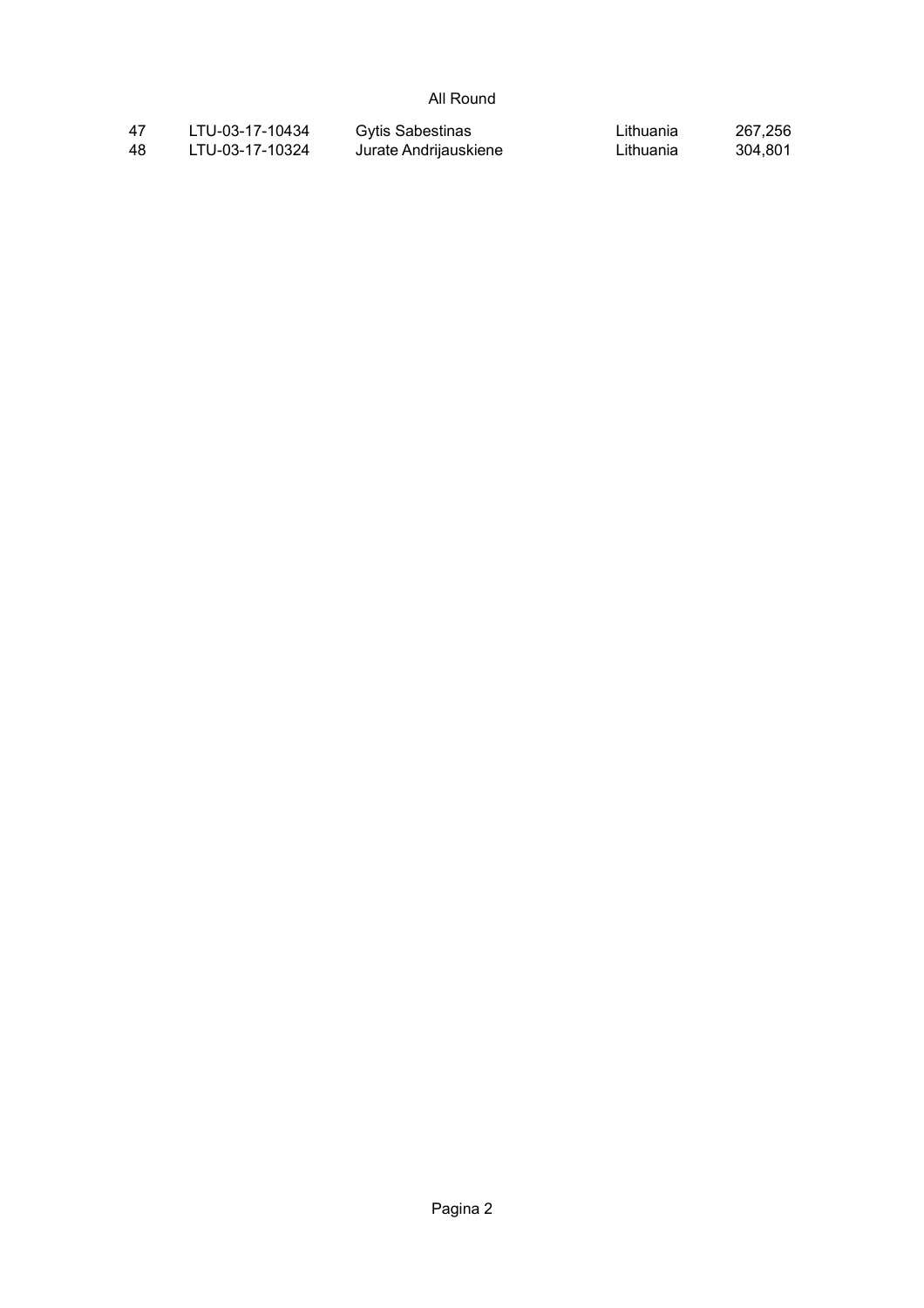All Round

| | | | | |
|---|---|---|---|---|
| 47 | LTU-03-17-10434 | Gytis Sabestinas | Lithuania | 267,256 |
| 48 | LTU-03-17-10324 | Jurate Andrijauskiene | Lithuania | 304,801 |